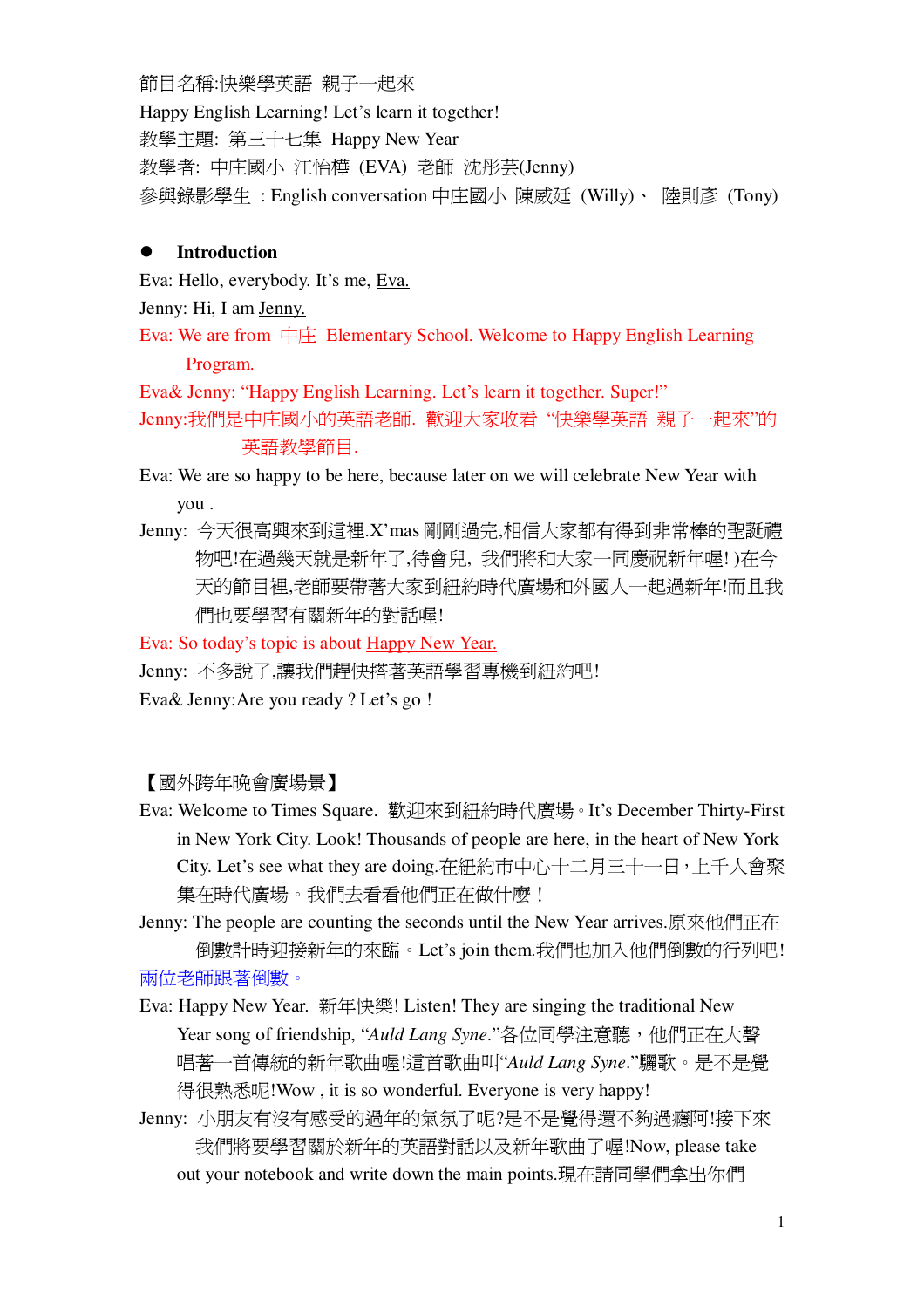節目名稱:快樂學英語 親子一起來

Happy English Learning! Let's learn it together!

教學主題: 第三十七集 Happy New Year

教學者: 中庄國小 江怡樺 (EVA) 老師 沈彤芸(Jenny)

參與錄影學生 : English conversation 中庄國小 陳威廷 (Willy)、 陸則彥 (Tony)

- **Introduction**

Eva: Hello, everybody. It's me, Eva.

Jenny: Hi, I am Jenny.

Eva: We are from 中庄 Elementary School. Welcome to Happy English Learning Program.

Eva& Jenny: "Happy English Learning. Let's learn it together. Super!"

Jenny:我們是中庄國小的英語老師. 歡迎大家收看 "快樂學英語 親子一起來"的英語教學節目.

Eva: We are so happy to be here, because later on we will celebrate New Year with you .

Jenny: 今天很高興來到這裡.X'mas 剛剛過完,相信大家都有得到非常棒的聖誕禮物吧!在過幾天就是新年了,待會兒, 我們將和大家一同慶祝新年喔! )在今天的節目裡,老師要帶著大家到紐約時代廣場和外國人一起過新年!而且我們也要學習有關新年的對話喔!

Eva: So today's topic is about Happy New Year.

Jenny: 不多說了,讓我們趕快搭著英語學習專機到紐約吧!

Eva& Jenny:Are you ready ? Let's go !

【國外跨年晚會廣場景】

Eva: Welcome to Times Square. 歡迎來到紐約時代廣場。It's December Thirty-First in New York City. Look! Thousands of people are here, in the heart of New York City. Let's see what they are doing.在紐約市中心十二月三十一日，上千人會聚集在時代廣場。我們去看看他們正在做什麼！

Jenny: The people are counting the seconds until the New Year arrives.原來他們正在倒數計時迎接新年的來臨。Let's join them.我們也加入他們倒數的行列吧!

兩位老師跟著倒數。

Eva: Happy New Year. 新年快樂! Listen! They are singing the traditional New Year song of friendship, "*Auld Lang Syne*."各位同學注意聽，他們正在大聲唱著一首傳統的新年歌曲喔!這首歌曲叫"*Auld Lang Syne*."驪歌。是不是覺得很熟悉呢!Wow , it is so wonderful. Everyone is very happy!

Jenny: 小朋友有沒有感受的過年的氣氛了呢?是不是覺得還不夠過癮阿!接下來我們將要學習關於新年的英語對話以及新年歌曲了喔!Now, please take out your notebook and write down the main points.現在請同學們拿出你們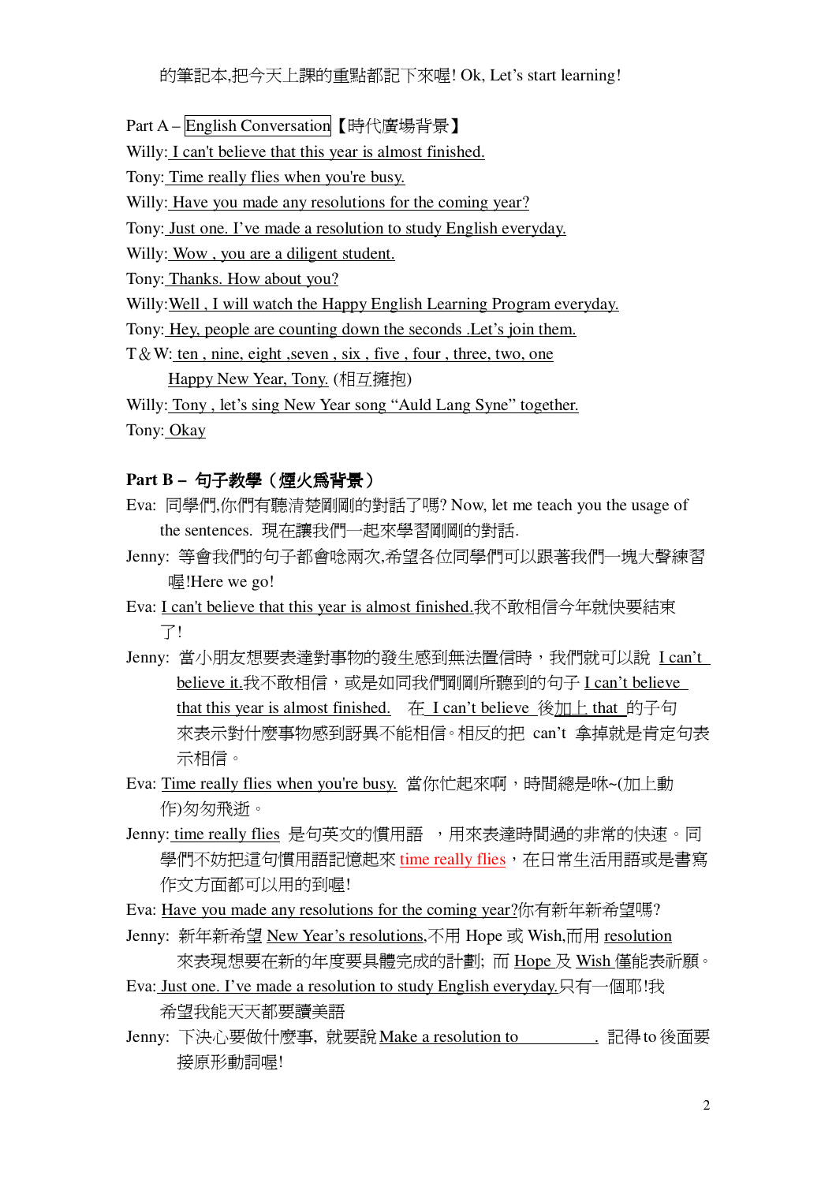的筆記本,把今天上課的重點都記下來喔! Ok, Let's start learning!

Part A – English Conversation【時代廣場背景】

Willy: I can't believe that this year is almost finished.

Tony: Time really flies when you're busy.

Willy: Have you made any resolutions for the coming year?

Tony: Just one. I've made a resolution to study English everyday.

Willy: Wow , you are a diligent student.

Tony: Thanks. How about you?

Willy:Well , I will watch the Happy English Learning Program everyday.

Tony: Hey, people are counting down the seconds .Let's join them.

T & W: ten , nine, eight ,seven , six , five , four , three, two, one
Happy New Year, Tony. (相互擁抱)

Willy: Tony , let's sing New Year song "Auld Lang Syne" together.

Tony: Okay

**Part B – 句子教學（煙火為背景）**

Eva: 同學們,你們有聽清楚剛剛的對話了嗎? Now, let me teach you the usage of the sentences. 現在讓我們一起來學習剛剛的對話.

Jenny: 等會我們的句子都會唸兩次,希望各位同學們可以跟著我們一塊大聲練習喔!Here we go!

Eva: I can't believe that this year is almost finished.我不敢相信今年就快要結束了!

Jenny: 當小朋友想要表達對事物的發生感到無法置信時，我們就可以說 I can't believe it.我不敢相信，或是如同我們剛剛所聽到的句子 I can't believe that this year is almost finished. 在 I can't believe 後加上 that 的子句來表示對什麼事物感到訝異不能相信。相反的把 can't 拿掉就是肯定句表示相信。

Eva: Time really flies when you're busy. 當你忙起來啊，時間總是咻~(加上動作)匆匆飛逝。

Jenny: time really flies 是句英文的慣用語 ，用來表達時間過的非常的快速。同學們不妨把這句慣用語記憶起來 time really flies，在日常生活用語或是書寫作文方面都可以用的到喔!

Eva: Have you made any resolutions for the coming year?你有新年新希望嗎?

Jenny: 新年新希望 New Year's resolutions,不用 Hope 或 Wish,而用 resolution 來表現想要在新的年度要具體完成的計劃; 而 Hope 及 Wish 僅能表祈願。

Eva: Just one. I've made a resolution to study English everyday.只有一個耶!我希望我能天天都要讀美語

Jenny: 下決心要做什麼事, 就要說 Make a resolution to ________. 記得 to 後面要接原形動詞喔!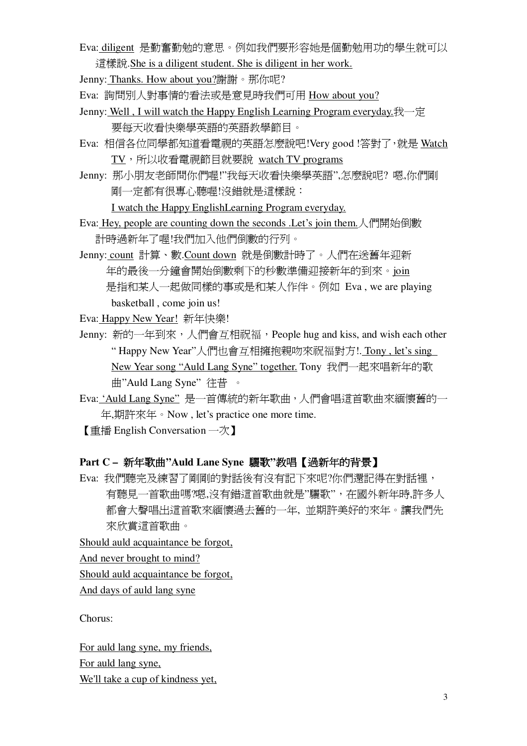Eva: diligent 是勤奮勤勉的意思。例如我們要形容她是個勤勉用功的學生就可以這樣說.She is a diligent student. She is diligent in her work.

Jenny: Thanks. How about you?謝謝。那你呢?

Eva: 詢問別人對事情的看法或是意見時我們可用 How about you?

Jenny: Well , I will watch the Happy English Learning Program everyday.我一定要每天收看快樂學英語的英語教學節目。

Eva: 相信各位同學都知道看電視的英語怎麼說吧!Very good !答對了,就是 Watch TV,所以收看電視節目就要說 watch TV programs

Jenny: 那小朋友老師問你們喔!"我每天收看快樂學英語",怎麼說呢? 嗯,你們剛剛一定都有很專心聽喔!沒錯就是這樣說:
I watch the Happy EnglishLearning Program everyday.

Eva: Hey, people are counting down the seconds .Let's join them.人們開始倒數計時過新年了喔!我們加入他們倒數的行列。

Jenny: count 計算、數.Count down 就是倒數計時了。人們在送舊年迎新年的最後一分鐘會開始倒數剩下的秒數準備迎接新年的到來。join 是指和某人一起做同樣的事或是和某人作伴。例如 Eva , we are playing basketball , come join us!

Eva: Happy New Year! 新年快樂!

Jenny: 新的一年到來,人們會互相祝福,People hug and kiss, and wish each other " Happy New Year"人們也會互相擁抱親吻來祝福對方!. Tony , let's sing New Year song "Auld Lang Syne" together. Tony 我們一起來唱新年的歌曲"Auld Lang Syne" 往昔 。

Eva: 'Auld Lang Syne" 是一首傳統的新年歌曲,人們會唱這首歌曲來緬懷舊的一年,期許來年。Now , let's practice one more time.

【重播 English Conversation 一次】

**Part C – 新年歌曲"Auld Lane Syne 驪歌"教唱【過新年的背景】**

Eva: 我們聽完及練習了剛剛的對話後有沒有記下來呢?你們還記得在對話裡,有聽見一首歌曲嗎?嗯,沒有錯這首歌曲就是"驪歌",在國外新年時,許多人都會大聲唱出這首歌來緬懷過去舊的一年, 並期許美好的來年。讓我們先來欣賞這首歌曲。

Should auld acquaintance be forgot,
And never brought to mind?
Should auld acquaintance be forgot,
And days of auld lang syne

Chorus:

For auld lang syne, my friends,
For auld lang syne,
We'll take a cup of kindness yet,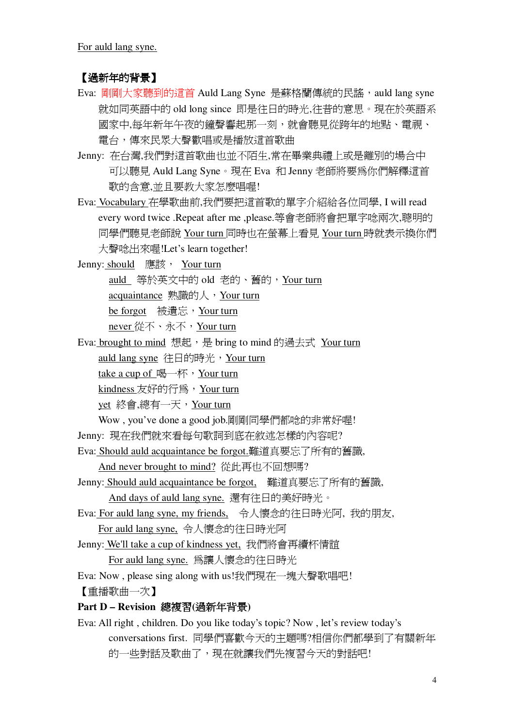For auld lang syne.

**【過新年的背景】**

Eva: 剛剛大家聽到的這首 Auld Lang Syne 是蘇格蘭傳統的民謠，auld lang syne 就如同英語中的 old long since 即是往日的時光,往昔的意思。現在於英語系國家中,每年新年午夜的鐘聲響起那一刻，就會聽見從跨年的地點、電視、電台，傳來民眾大聲歡唱或是播放這首歌曲

Jenny: 在台灣,我們對這首歌曲也並不陌生,常在畢業典禮上或是離別的場合中可以聽見 Auld Lang Syne。現在 Eva 和 Jenny 老師將要爲你們解釋這首歌的含意,並且要教大家怎麼唱喔!

Eva: Vocabulary 在學歌曲前,我們要把這首歌的單字介紹給各位同學, I will read every word twice .Repeat after me ,please.等會老師將會把單字唸兩次,聰明的同學們聽見老師說 Your turn 同時也在螢幕上看見 Your turn 時就表示換你們大聲唸出來喔!Let's learn together!

Jenny: should 應該， Your turn

auld 等於英文中的 old 老的、舊的，Your turn

acquaintance 熟識的人，Your turn

be forgot 被遺忘，Your turn

never 從不、永不，Your turn

Eva: brought to mind 想起，是 bring to mind 的過去式 Your turn

auld lang syne 往日的時光，Your turn

take a cup of 喝一杯，Your turn

kindness 友好的行爲，Your turn

yet 終會,總有一天，Your turn

Wow , you've done a good job.剛剛同學們都唸的非常好喔!

Jenny: 現在我們就來看每句歌詞到底在敘述怎樣的內容呢?

Eva: Should auld acquaintance be forgot.難道真要忘了所有的舊識,

And never brought to mind? 從此再也不回想嗎?

Jenny: Should auld acquaintance be forgot, 難道真要忘了所有的舊識,

And days of auld lang syne. 還有往日的美好時光。

Eva: For auld lang syne, my friends, 令人懷念的往日時光阿, 我的朋友,

For auld lang syne, 令人懷念的往日時光阿

Jenny: We'll take a cup of kindness yet, 我們將會再續杯情誼

For auld lang syne. 爲讓人懷念的往日時光

Eva: Now , please sing along with us!我們現在一塊大聲歌唱吧!

【重播歌曲一次】

**Part D – Revision 總複習(過新年背景)**

Eva: All right , children. Do you like today's topic? Now , let's review today's conversations first. 同學們喜歡今天的主題嗎?相信你們都學到了有關新年的一些對話及歌曲了，現在就讓我們先複習今天的對話吧!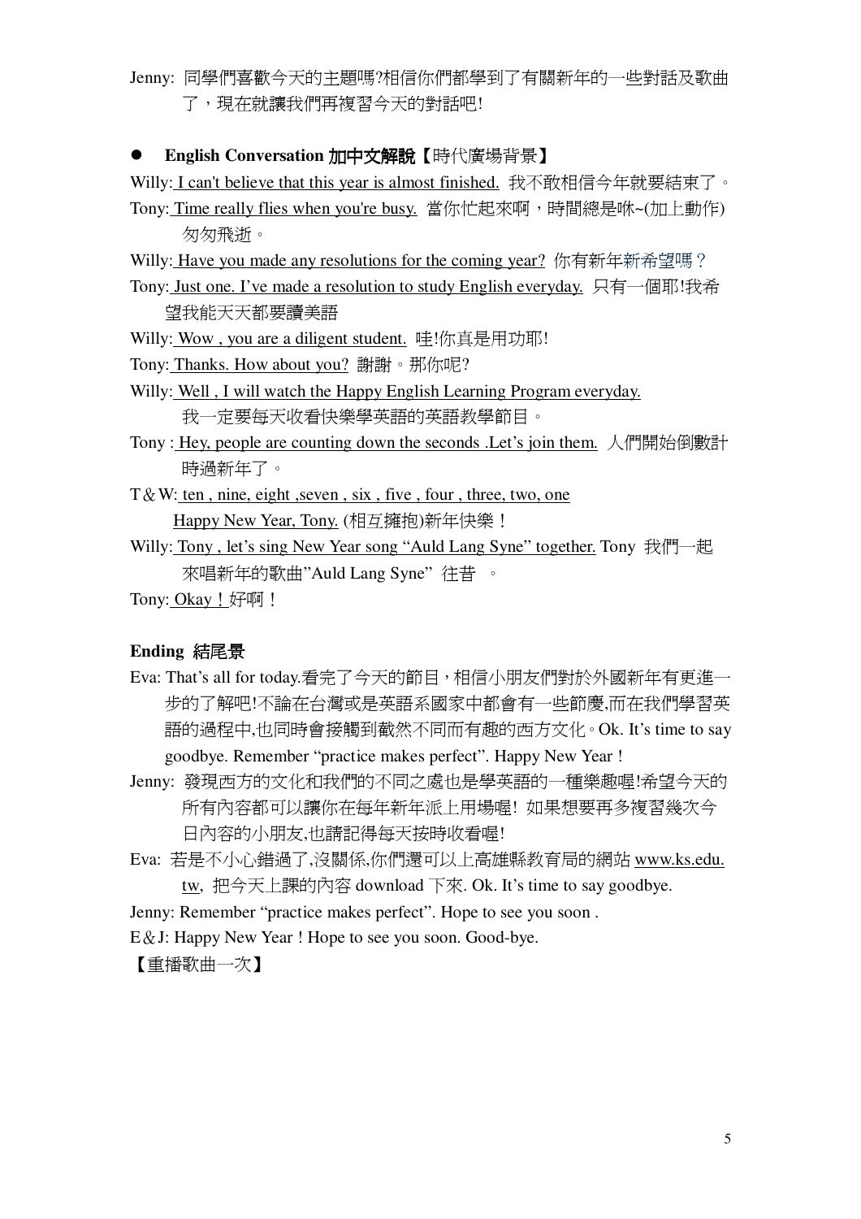Jenny: 同學們喜歡今天的主題嗎?相信你們都學到了有關新年的一些對話及歌曲了，現在就讓我們再複習今天的對話吧!

- **English Conversation 加中文解說**【時代廣場背景】

Willy: I can't believe that this year is almost finished. 我不敢相信今年就要結束了。

Tony: Time really flies when you're busy. 當你忙起來啊，時間總是咻~(加上動作)匆匆飛逝。

Willy: Have you made any resolutions for the coming year? 你有新年新希望嗎？

Tony: Just one. I've made a resolution to study English everyday. 只有一個耶!我希望我能天天都要讀美語

Willy: Wow , you are a diligent student. 哇!你真是用功耶!

Tony: Thanks. How about you? 謝謝。那你呢?

Willy: Well , I will watch the Happy English Learning Program everyday. 我一定要每天收看快樂學英語的英語教學節目。

Tony : Hey, people are counting down the seconds .Let's join them. 人們開始倒數計時過新年了。

T＆W: ten , nine, eight ,seven , six , five , four , three, two, one
Happy New Year, Tony. (相互擁抱)新年快樂！

Willy: Tony , let's sing New Year song "Auld Lang Syne" together. Tony 我們一起來唱新年的歌曲"Auld Lang Syne" 往昔 。

Tony: Okay！好啊！

**Ending 結尾景**

Eva: That's all for today.看完了今天的節目，相信小朋友們對於外國新年有更進一步的了解吧!不論在台灣或是英語系國家中都會有一些節慶,而在我們學習英語的過程中,也同時會接觸到截然不同而有趣的西方文化。Ok. It's time to say goodbye. Remember "practice makes perfect". Happy New Year !

Jenny: 發現西方的文化和我們的不同之處也是學英語的一種樂趣喔!希望今天的所有內容都可以讓你在每年新年派上用場喔! 如果想要再多複習幾次今日內容的小朋友,也請記得每天按時收看喔!

Eva: 若是不小心錯過了,沒關係,你們還可以上高雄縣教育局的網站 www.ks.edu.tw, 把今天上課的內容 download 下來. Ok. It's time to say goodbye.

Jenny: Remember "practice makes perfect". Hope to see you soon .

E＆J: Happy New Year ! Hope to see you soon. Good-bye.

【重播歌曲一次】